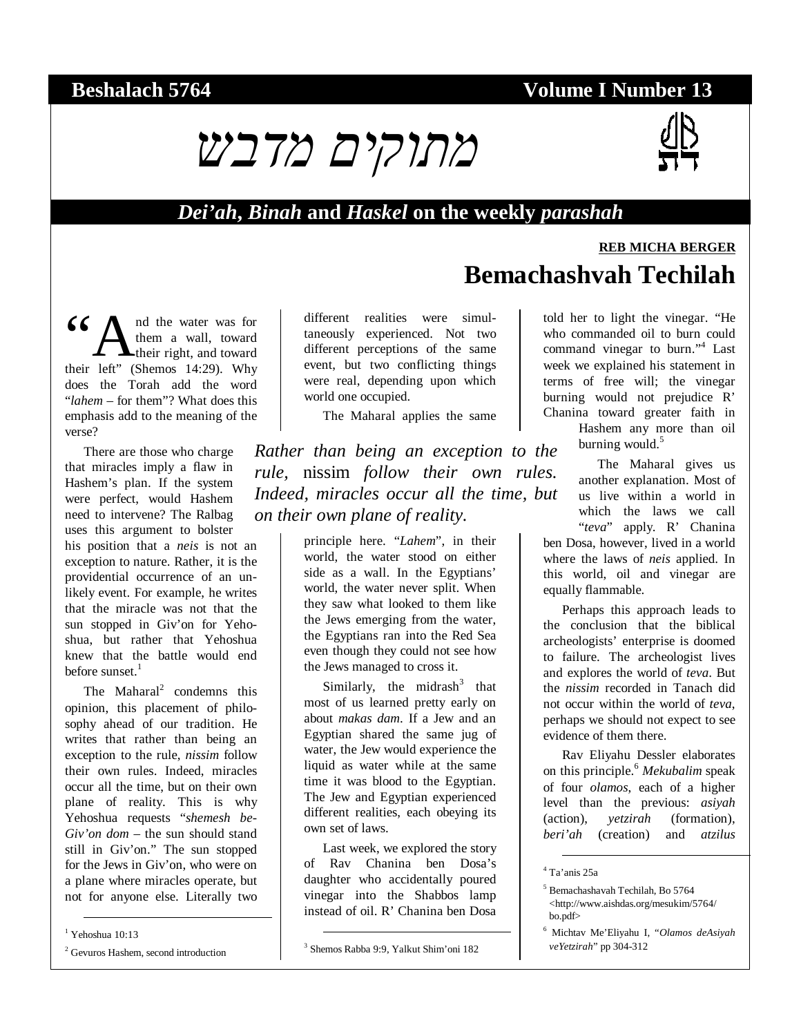**Beshalach 5764** **Volume I Number 13**

# מתוקים מדבש

## *Dei'ah*, *Binah* and *Haskel* on the weekly *parashah*

**REB MICHA BERGER**

# Bemachashvah Techilah

"And the water was for them a wall, toward their right, and toward their left" (Shemos 14:29). Why does the Torah add the word "*lahem* – for them"? What does this emphasis add to the meaning of the verse?

There are those who charge that miracles imply a flaw in Hashem's plan. If the system were perfect, would Hashem need to intervene? The Ralbag uses this argument to bolster his position that a *neis* is not an exception to nature. Rather, it is the providential occurrence of an unlikely event. For example, he writes that the miracle was not that the sun stopped in Giv'on for Yehoshua, but rather that Yehoshua knew that the battle would end before sunset.[1]

The Maharal[2] condemns this opinion, this placement of philosophy ahead of our tradition. He writes that rather than being an exception to the rule, *nissim* follow their own rules. Indeed, miracles occur all the time, but on their own plane of reality. This is why Yehoshua requests "*shemesh be-Giv'on dom* – the sun should stand still in Giv'on." The sun stopped for the Jews in Giv'on, who were on a plane where miracles operate, but not for anyone else. Literally two different realities were simultaneously experienced. Not two different perceptions of the same event, but two conflicting things were real, depending upon which world one occupied.

*Rather than being an exception to the rule,* nissim *follow their own rules. Indeed, miracles occur all the time, but on their own plane of reality.*

The Maharal applies the same principle here. "*Lahem*", in their world, the water stood on either side as a wall. In the Egyptians' world, the water never split. When they saw what looked to them like the Jews emerging from the water, the Egyptians ran into the Red Sea even though they could not see how the Jews managed to cross it.

Similarly, the midrash[3] that most of us learned pretty early on about *makas dam*. If a Jew and an Egyptian shared the same jug of water, the Jew would experience the liquid as water while at the same time it was blood to the Egyptian. The Jew and Egyptian experienced different realities, each obeying its own set of laws.

Last week, we explored the story of Rav Chanina ben Dosa's daughter who accidentally poured vinegar into the Shabbos lamp instead of oil. R' Chanina ben Dosa told her to light the vinegar. "He who commanded oil to burn could command vinegar to burn."[4] Last week we explained his statement in terms of free will; the vinegar burning would not prejudice R' Chanina toward greater faith in Hashem any more than oil burning would.[5]

The Maharal gives us another explanation. Most of us live within a world in which the laws we call "*teva*" apply. R' Chanina ben Dosa, however, lived in a world where the laws of *neis* applied. In this world, oil and vinegar are equally flammable.

Perhaps this approach leads to the conclusion that the biblical archeologists' enterprise is doomed to failure. The archeologist lives and explores the world of *teva*. But the *nissim* recorded in Tanach did not occur within the world of *teva*, perhaps we should not expect to see evidence of them there.

Rav Eliyahu Dessler elaborates on this principle.[6] *Mekubalim* speak of four *olamos*, each of a higher level than the previous: *asiyah* (action), *yetzirah* (formation), *beri'ah* (creation) and *atzilus*

---

[1] Yehoshua 10:13

[2] Gevuros Hashem, second introduction

[3] Shemos Rabba 9:9, Yalkut Shim'oni 182

[4] Ta'anis 25a

[5] Bemachashavah Techilah, Bo 5764 <http://www.aishdas.org/mesukim/5764/bo.pdf>

[6] Michtav Me'Eliyahu I, "*Olamos deAsiyah veYetzirah*" pp 304-312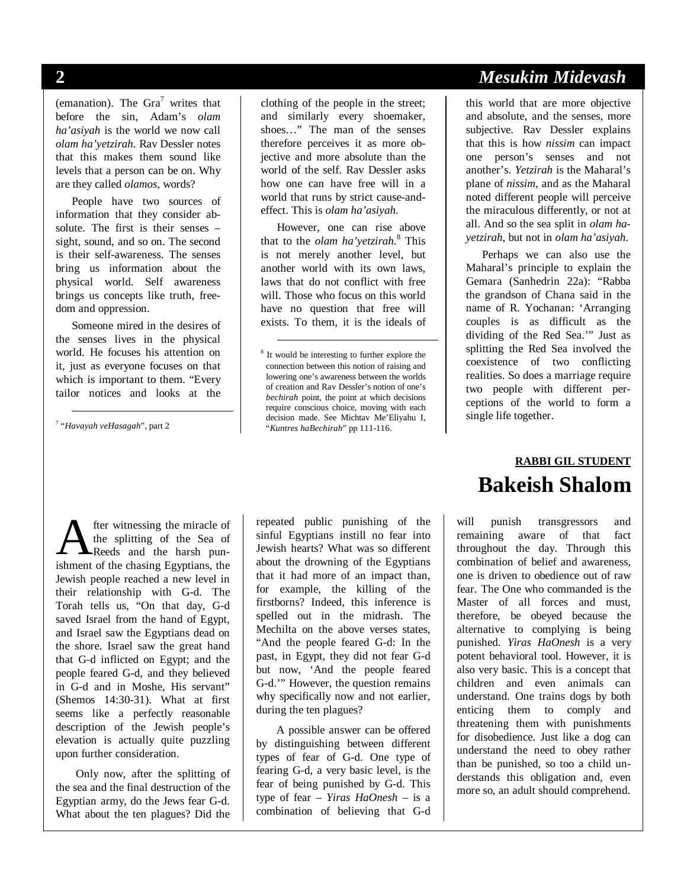(emanation). The Gra[7] writes that before the sin, Adam's *olam ha'asiyah* is the world we now call *olam ha'yetzirah*. Rav Dessler notes that this makes them sound like levels that a person can be on. Why are they called *olamos*, words?

People have two sources of information that they consider absolute. The first is their senses – sight, sound, and so on. The second is their self-awareness. The senses bring us information about the physical world. Self awareness brings us concepts like truth, freedom and oppression.

Someone mired in the desires of the senses lives in the physical world. He focuses his attention on it, just as everyone focuses on that which is important to them. "Every tailor notices and looks at the clothing of the people in the street; and similarly every shoemaker, shoes…" The man of the senses therefore perceives it as more objective and more absolute than the world of the self. Rav Dessler asks how one can have free will in a world that runs by strict cause-and-effect. This is *olam ha'asiyah*.

However, one can rise above that to the *olam ha'yetzirah*.[8] This is not merely another level, but another world with its own laws, laws that do not conflict with free will. Those who focus on this world have no question that free will exists. To them, it is the ideals of this world that are more objective and absolute, and the senses, more subjective. Rav Dessler explains that this is how *nissim* can impact one person's senses and not another's. *Yetzirah* is the Maharal's plane of *nissim*, and as the Maharal noted different people will perceive the miraculous differently, or not at all. And so the sea split in *olam ha-yetzirah*, but not in *olam ha'asiyah*.

Perhaps we can also use the Maharal's principle to explain the Gemara (Sanhedrin 22a): "Rabba the grandson of Chana said in the name of R. Yochanan: 'Arranging couples is as difficult as the dividing of the Red Sea.'" Just as splitting the Red Sea involved the coexistence of two conflicting realities. So does a marriage require two people with different perceptions of the world to form a single life together.

[7] "*Havayah veHasagah*", part 2

[8] It would be interesting to further explore the connection between this notion of raising and lowering one's awareness between the worlds of creation and Rav Dessler's notion of one's *bechirah* point, the point at which decisions require conscious choice, moving with each decision made. See Michtav Me'Eliyahu I, "*Kuntres haBechirah*" pp 111-116.

**RABBI GIL STUDENT**

# Bakeish Shalom

After witnessing the miracle of the splitting of the Sea of Reeds and the harsh punishment of the chasing Egyptians, the Jewish people reached a new level in their relationship with G-d. The Torah tells us, "On that day, G-d saved Israel from the hand of Egypt, and Israel saw the Egyptians dead on the shore. Israel saw the great hand that G-d inflicted on Egypt; and the people feared G-d, and they believed in G-d and in Moshe, His servant" (Shemos 14:30-31). What at first seems like a perfectly reasonable description of the Jewish people's elevation is actually quite puzzling upon further consideration.

Only now, after the splitting of the sea and the final destruction of the Egyptian army, do the Jews fear G-d. What about the ten plagues? Did the repeated public punishing of the sinful Egyptians instill no fear into Jewish hearts? What was so different about the drowning of the Egyptians that it had more of an impact than, for example, the killing of the firstborns? Indeed, this inference is spelled out in the midrash. The Mechilta on the above verses states, "And the people feared G-d: In the past, in Egypt, they did not fear G-d but now, 'And the people feared G-d.'" However, the question remains why specifically now and not earlier, during the ten plagues?

A possible answer can be offered by distinguishing between different types of fear of G-d. One type of fearing G-d, a very basic level, is the fear of being punished by G-d. This type of fear – *Yiras HaOnesh* – is a combination of believing that G-d will punish transgressors and remaining aware of that fact throughout the day. Through this combination of belief and awareness, one is driven to obedience out of raw fear. The One who commanded is the Master of all forces and must, therefore, be obeyed because the alternative to complying is being punished. *Yiras HaOnesh* is a very potent behavioral tool. However, it is also very basic. This is a concept that children and even animals can understand. One trains dogs by both enticing them to comply and threatening them with punishments for disobedience. Just like a dog can understand the need to obey rather than be punished, so too a child understands this obligation and, even more so, an adult should comprehend.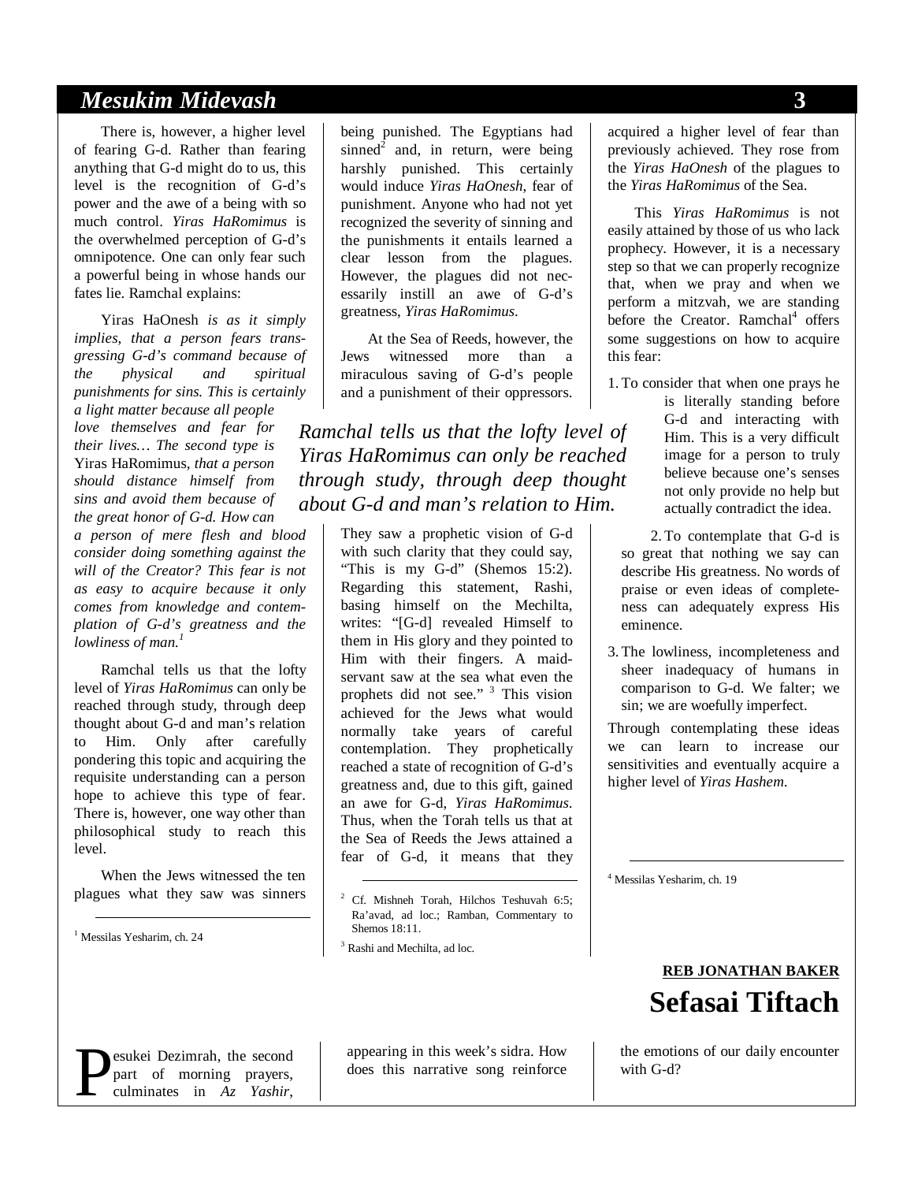There is, however, a higher level of fearing G-d. Rather than fearing anything that G-d might do to us, this level is the recognition of G-d's power and the awe of a being with so much control. *Yiras HaRomimus* is the overwhelmed perception of G-d's omnipotence. One can only fear such a powerful being in whose hands our fates lie. Ramchal explains:

Yiras HaOnesh *is as it simply implies, that a person fears transgressing G-d's command because of the physical and spiritual punishments for sins. This is certainly a light matter because all people love themselves and fear for their lives… The second type is* Yiras HaRomimus, *that a person should distance himself from sins and avoid them because of the great honor of G-d. How can a person of mere flesh and blood consider doing something against the will of the Creator? This fear is not as easy to acquire because it only comes from knowledge and contemplation of G-d's greatness and the lowliness of man.*[1]

Ramchal tells us that the lofty level of *Yiras HaRomimus* can only be reached through study, through deep thought about G-d and man's relation to Him. Only after carefully pondering this topic and acquiring the requisite understanding can a person hope to achieve this type of fear. There is, however, one way other than philosophical study to reach this level.

When the Jews witnessed the ten plagues what they saw was sinners being punished. The Egyptians had sinned[2] and, in return, were being harshly punished. This certainly would induce *Yiras HaOnesh*, fear of punishment. Anyone who had not yet recognized the severity of sinning and the punishments it entails learned a clear lesson from the plagues. However, the plagues did not necessarily instill an awe of G-d's greatness, *Yiras HaRomimus*.

At the Sea of Reeds, however, the Jews witnessed more than a miraculous saving of G-d's people and a punishment of their oppressors. They saw a prophetic vision of G-d with such clarity that they could say, "This is my G-d" (Shemos 15:2). Regarding this statement, Rashi, basing himself on the Mechilta, writes: "[G-d] revealed Himself to them in His glory and they pointed to Him with their fingers. A maidservant saw at the sea what even the prophets did not see."[3] This vision achieved for the Jews what would normally take years of careful contemplation. They prophetically reached a state of recognition of G-d's greatness and, due to this gift, gained an awe for G-d, *Yiras HaRomimus*. Thus, when the Torah tells us that at the Sea of Reeds the Jews attained a fear of G-d, it means that they acquired a higher level of fear than previously achieved. They rose from the *Yiras HaOnesh* of the plagues to the *Yiras HaRomimus* of the Sea.

*Ramchal tells us that the lofty level of Yiras HaRomimus can only be reached through study, through deep thought about G-d and man's relation to Him.*

This *Yiras HaRomimus* is not easily attained by those of us who lack prophecy. However, it is a necessary step so that we can properly recognize that, when we pray and when we perform a mitzvah, we are standing before the Creator. Ramchal[4] offers some suggestions on how to acquire this fear:

1. To consider that when one prays he is literally standing before G-d and interacting with Him. This is a very difficult image for a person to truly believe because one's senses not only provide no help but actually contradict the idea.
2. To contemplate that G-d is so great that nothing we say can describe His greatness. No words of praise or even ideas of completeness can adequately express His eminence.
3. The lowliness, incompleteness and sheer inadequacy of humans in comparison to G-d. We falter; we sin; we are woefully imperfect.

Through contemplating these ideas we can learn to increase our sensitivities and eventually acquire a higher level of *Yiras Hashem*.

[1] Messilas Yesharim, ch. 24

[2] Cf. Mishneh Torah, Hilchos Teshuvah 6:5; Ra'avad, ad loc.; Ramban, Commentary to Shemos 18:11.

[3] Rashi and Mechilta, ad loc.

[4] Messilas Yesharim, ch. 19

**REB JONATHAN BAKER**

## Sefasai Tiftach

Pesukei Dezimrah, the second part of morning prayers, culminates in *Az Yashir*, appearing in this week's sidra. How does this narrative song reinforce the emotions of our daily encounter with G-d?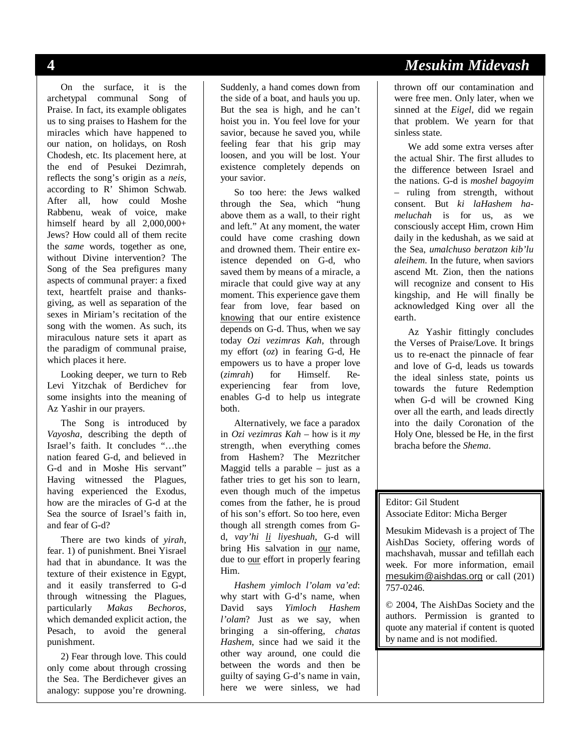On the surface, it is the archetypal communal Song of Praise. In fact, its example obligates us to sing praises to Hashem for the miracles which have happened to our nation, on holidays, on Rosh Chodesh, etc. Its placement here, at the end of Pesukei Dezimrah, reflects the song's origin as a *neis*, according to R' Shimon Schwab. After all, how could Moshe Rabbenu, weak of voice, make himself heard by all 2,000,000+ Jews? How could all of them recite the *same* words, together as one, without Divine intervention? The Song of the Sea prefigures many aspects of communal prayer: a fixed text, heartfelt praise and thanksgiving, as well as separation of the sexes in Miriam's recitation of the song with the women. As such, its miraculous nature sets it apart as the paradigm of communal praise, which places it here.

Looking deeper, we turn to Reb Levi Yitzchak of Berdichev for some insights into the meaning of Az Yashir in our prayers.

The Song is introduced by *Vayosha*, describing the depth of Israel's faith. It concludes "…the nation feared G-d, and believed in G-d and in Moshe His servant" Having witnessed the Plagues, having experienced the Exodus, how are the miracles of G-d at the Sea the source of Israel's faith in, and fear of G-d?

There are two kinds of *yirah*, fear. 1) of punishment. Bnei Yisrael had that in abundance. It was the texture of their existence in Egypt, and it easily transferred to G-d through witnessing the Plagues, particularly *Makas Bechoros*, which demanded explicit action, the Pesach, to avoid the general punishment.

2) Fear through love. This could only come about through crossing the Sea. The Berdichever gives an analogy: suppose you're drowning. Suddenly, a hand comes down from the side of a boat, and hauls you up. But the sea is high, and he can't hoist you in. You feel love for your savior, because he saved you, while feeling fear that his grip may loosen, and you will be lost. Your existence completely depends on your savior.

So too here: the Jews walked through the Sea, which "hung above them as a wall, to their right and left." At any moment, the water could have come crashing down and drowned them. Their entire existence depended on G-d, who saved them by means of a miracle, a miracle that could give way at any moment. This experience gave them fear from love, fear based on <u>knowing</u> that our entire existence depends on G-d. Thus, when we say today *Ozi vezimras Kah*, through my effort (*oz*) in fearing G-d, He empowers us to have a proper love (*zimrah*) for Himself. Re-experiencing fear from love, enables G-d to help us integrate both.

Alternatively, we face a paradox in *Ozi vezimras Kah* – how is it *my* strength, when everything comes from Hashem? The Mezritcher Maggid tells a parable – just as a father tries to get his son to learn, even though much of the impetus comes from the father, he is proud of his son's effort. So too here, even though all strength comes from G-d, *vay'hi <u>li</u> liyeshuah*, G-d will bring His salvation in <u>our</u> name, due to <u>our</u> effort in properly fearing Him.

*Hashem yimloch l'olam va'ed*: why start with G-d's name, when David says *Yimloch Hashem l'olam*? Just as we say, when bringing a sin-offering, *chatas Hashem*, since had we said it the other way around, one could die between the words and then be guilty of saying G-d's name in vain, here we were sinless, we had thrown off our contamination and were free men. Only later, when we sinned at the *Eigel*, did we regain that problem. We yearn for that sinless state.

We add some extra verses after the actual Shir. The first alludes to the difference between Israel and the nations. G-d is *moshel bagoyim* – ruling from strength, without consent. But *ki laHashem ha-meluchah* is for us, as we consciously accept Him, crown Him daily in the kedushah, as we said at the Sea, *umalchuso beratzon kib'lu aleihem*. In the future, when saviors ascend Mt. Zion, then the nations will recognize and consent to His kingship, and He will finally be acknowledged King over all the earth.

Az Yashir fittingly concludes the Verses of Praise/Love. It brings us to re-enact the pinnacle of fear and love of G-d, leads us towards the ideal sinless state, points us towards the future Redemption when G-d will be crowned King over all the earth, and leads directly into the daily Coronation of the Holy One, blessed be He, in the first bracha before the *Shema*.

---

Editor: Gil Student
Associate Editor: Micha Berger

Mesukim Midevash is a project of The AishDas Society, offering words of machshavah, mussar and tefillah each week. For more information, email mesukim@aishdas.org or call (201) 757-0246.

© 2004, The AishDas Society and the authors. Permission is granted to quote any material if content is quoted by name and is not modified.